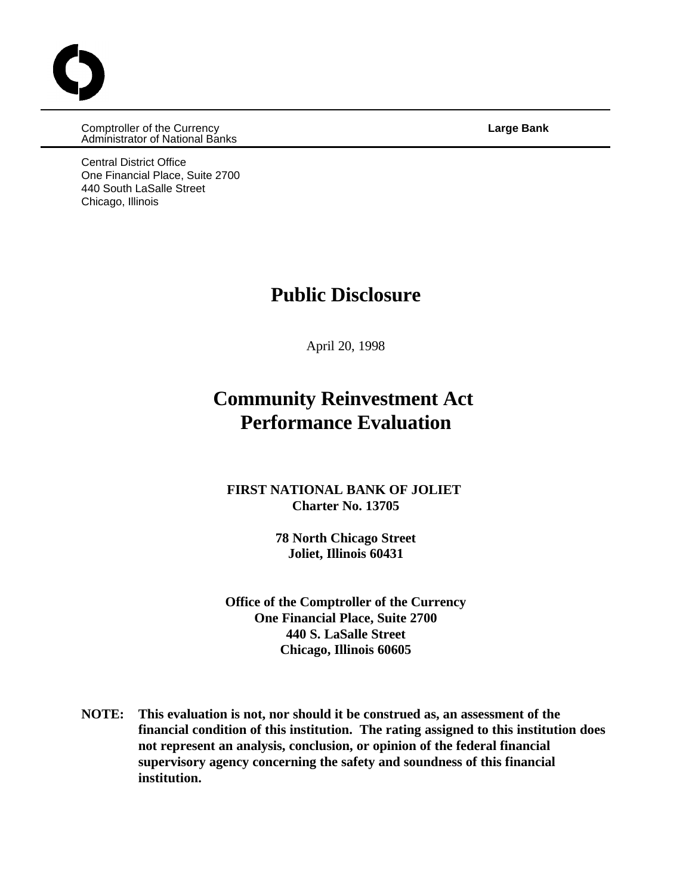Comptroller of the Currency
Administrator of National Banks

**Large Bank**

Central District Office
One Financial Place, Suite 2700
440 South LaSalle Street
Chicago, Illinois

# Public Disclosure

April 20, 1998

# Community Reinvestment Act Performance Evaluation

**FIRST NATIONAL BANK OF JOLIET**
**Charter No. 13705**

**78 North Chicago Street**
**Joliet, Illinois 60431**

**Office of the Comptroller of the Currency**
**One Financial Place, Suite 2700**
**440 S. LaSalle Street**
**Chicago, Illinois 60605**

**NOTE: This evaluation is not, nor should it be construed as, an assessment of the financial condition of this institution. The rating assigned to this institution does not represent an analysis, conclusion, or opinion of the federal financial supervisory agency concerning the safety and soundness of this financial institution.**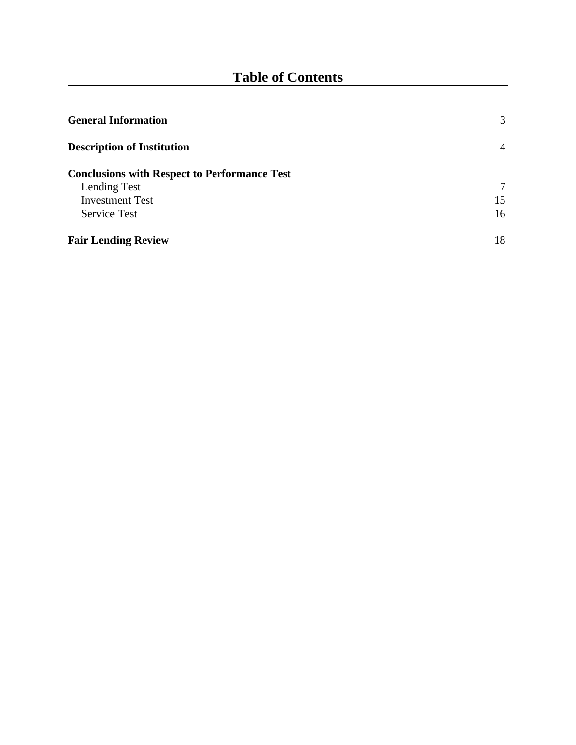# Table of Contents

| | |
|---|---|
| **General Information** | 3 |
| **Description of Institution** | 4 |
| **Conclusions with Respect to Performance Test** | |
| Lending Test | 7 |
| Investment Test | 15 |
| Service Test | 16 |
| **Fair Lending Review** | 18 |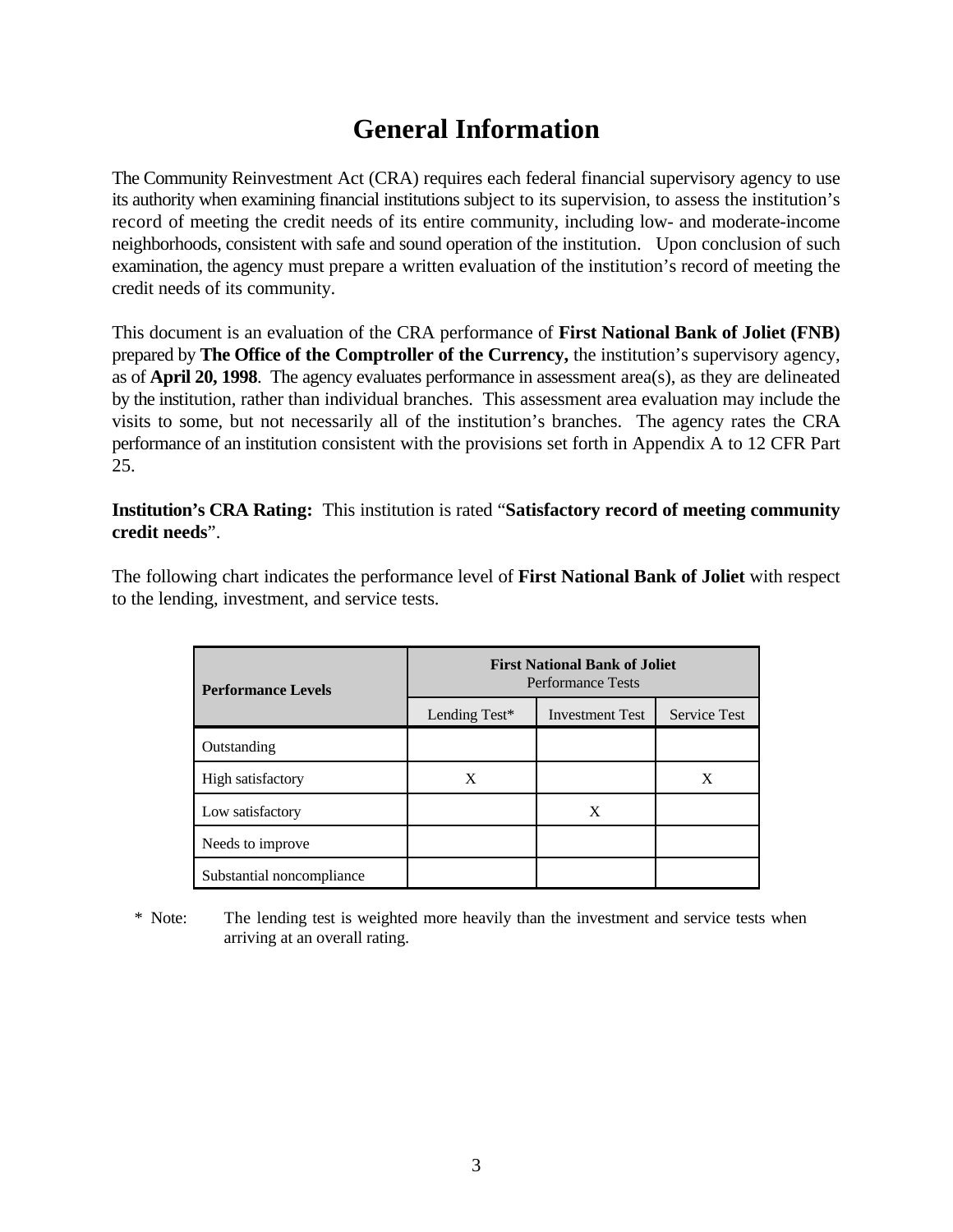# General Information

The Community Reinvestment Act (CRA) requires each federal financial supervisory agency to use its authority when examining financial institutions subject to its supervision, to assess the institution's record of meeting the credit needs of its entire community, including low- and moderate-income neighborhoods, consistent with safe and sound operation of the institution. Upon conclusion of such examination, the agency must prepare a written evaluation of the institution's record of meeting the credit needs of its community.

This document is an evaluation of the CRA performance of **First National Bank of Joliet (FNB)** prepared by **The Office of the Comptroller of the Currency,** the institution's supervisory agency, as of **April 20, 1998**. The agency evaluates performance in assessment area(s), as they are delineated by the institution, rather than individual branches. This assessment area evaluation may include the visits to some, but not necessarily all of the institution's branches. The agency rates the CRA performance of an institution consistent with the provisions set forth in Appendix A to 12 CFR Part 25.

**Institution's CRA Rating:** This institution is rated "**Satisfactory record of meeting community credit needs**".

The following chart indicates the performance level of **First National Bank of Joliet** with respect to the lending, investment, and service tests.

| **Performance Levels** | **First National Bank of Joliet** Performance Tests | | |
|---|---|---|---|
| | Lending Test* | Investment Test | Service Test |
| Outstanding | | | |
| High satisfactory | X | | X |
| Low satisfactory | | X | |
| Needs to improve | | | |
| Substantial noncompliance | | | |

\* Note: The lending test is weighted more heavily than the investment and service tests when arriving at an overall rating.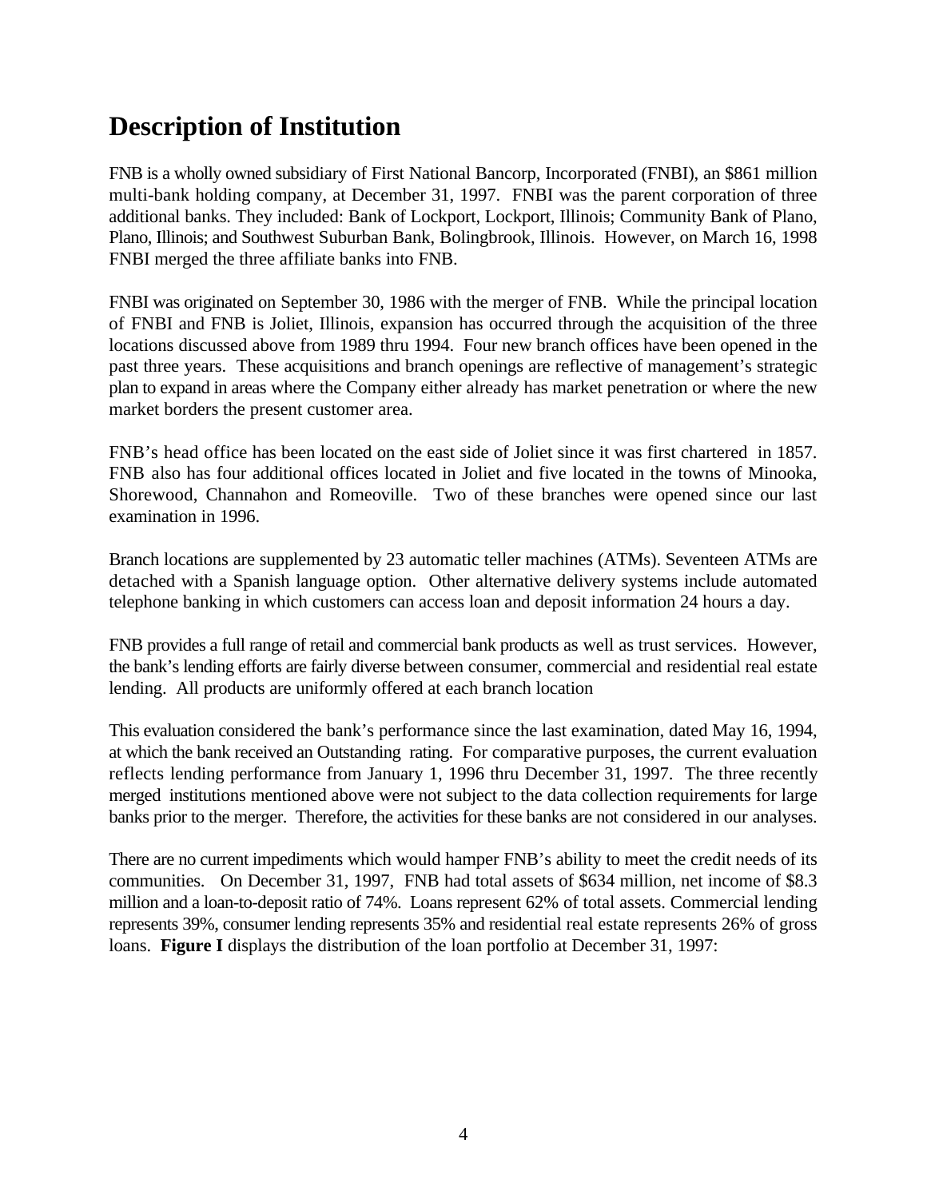# Description of Institution

FNB is a wholly owned subsidiary of First National Bancorp, Incorporated (FNBI), an $861 million multi-bank holding company, at December 31, 1997. FNBI was the parent corporation of three additional banks. They included: Bank of Lockport, Lockport, Illinois; Community Bank of Plano, Plano, Illinois; and Southwest Suburban Bank, Bolingbrook, Illinois. However, on March 16, 1998 FNBI merged the three affiliate banks into FNB.

FNBI was originated on September 30, 1986 with the merger of FNB. While the principal location of FNBI and FNB is Joliet, Illinois, expansion has occurred through the acquisition of the three locations discussed above from 1989 thru 1994. Four new branch offices have been opened in the past three years. These acquisitions and branch openings are reflective of management's strategic plan to expand in areas where the Company either already has market penetration or where the new market borders the present customer area.

FNB's head office has been located on the east side of Joliet since it was first chartered in 1857. FNB also has four additional offices located in Joliet and five located in the towns of Minooka, Shorewood, Channahon and Romeoville. Two of these branches were opened since our last examination in 1996.

Branch locations are supplemented by 23 automatic teller machines (ATMs). Seventeen ATMs are detached with a Spanish language option. Other alternative delivery systems include automated telephone banking in which customers can access loan and deposit information 24 hours a day.

FNB provides a full range of retail and commercial bank products as well as trust services. However, the bank's lending efforts are fairly diverse between consumer, commercial and residential real estate lending. All products are uniformly offered at each branch location

This evaluation considered the bank's performance since the last examination, dated May 16, 1994, at which the bank received an Outstanding rating. For comparative purposes, the current evaluation reflects lending performance from January 1, 1996 thru December 31, 1997. The three recently merged institutions mentioned above were not subject to the data collection requirements for large banks prior to the merger. Therefore, the activities for these banks are not considered in our analyses.

There are no current impediments which would hamper FNB's ability to meet the credit needs of its communities. On December 31, 1997, FNB had total assets of $634 million, net income of $8.3 million and a loan-to-deposit ratio of 74%. Loans represent 62% of total assets. Commercial lending represents 39%, consumer lending represents 35% and residential real estate represents 26% of gross loans. **Figure I** displays the distribution of the loan portfolio at December 31, 1997: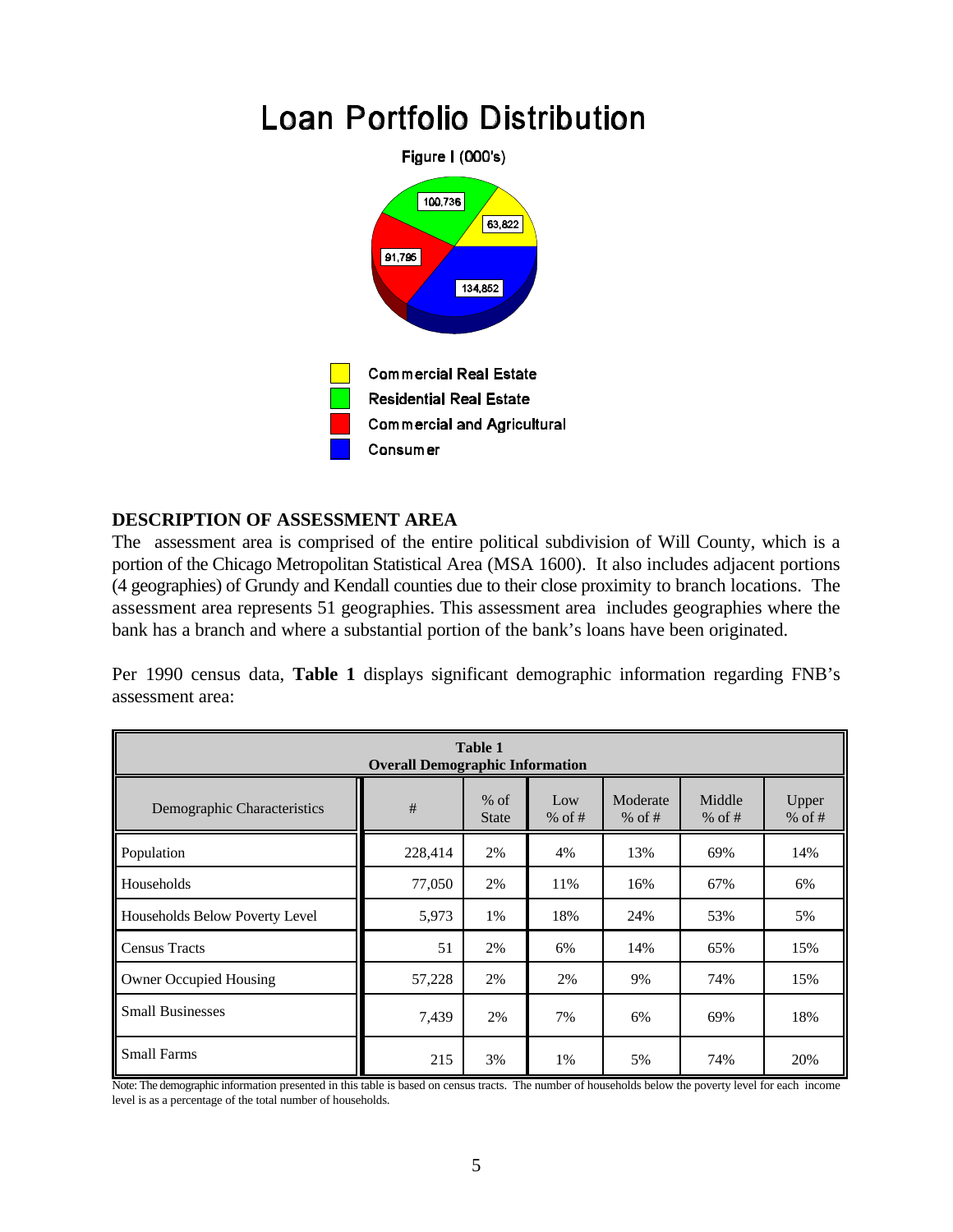# Loan Portfolio Distribution

**Figure I (000's)**

- Commercial Real Estate: 63,822
- Residential Real Estate: 100,736
- Commercial and Agricultural: 91,795
- Consumer: 134,852

## DESCRIPTION OF ASSESSMENT AREA

The assessment area is comprised of the entire political subdivision of Will County, which is a portion of the Chicago Metropolitan Statistical Area (MSA 1600). It also includes adjacent portions (4 geographies) of Grundy and Kendall counties due to their close proximity to branch locations. The assessment area represents 51 geographies. This assessment area includes geographies where the bank has a branch and where a substantial portion of the bank's loans have been originated.

Per 1990 census data, **Table 1** displays significant demographic information regarding FNB's assessment area:

**Table 1**
**Overall Demographic Information**

| Demographic Characteristics | # | % of State | Low % of # | Moderate % of # | Middle % of # | Upper % of # |
|---|---|---|---|---|---|---|
| Population | 228,414 | 2% | 4% | 13% | 69% | 14% |
| Households | 77,050 | 2% | 11% | 16% | 67% | 6% |
| Households Below Poverty Level | 5,973 | 1% | 18% | 24% | 53% | 5% |
| Census Tracts | 51 | 2% | 6% | 14% | 65% | 15% |
| Owner Occupied Housing | 57,228 | 2% | 2% | 9% | 74% | 15% |
| Small Businesses | 7,439 | 2% | 7% | 6% | 69% | 18% |
| Small Farms | 215 | 3% | 1% | 5% | 74% | 20% |

Note: The demographic information presented in this table is based on census tracts. The number of households below the poverty level for each income level is as a percentage of the total number of households.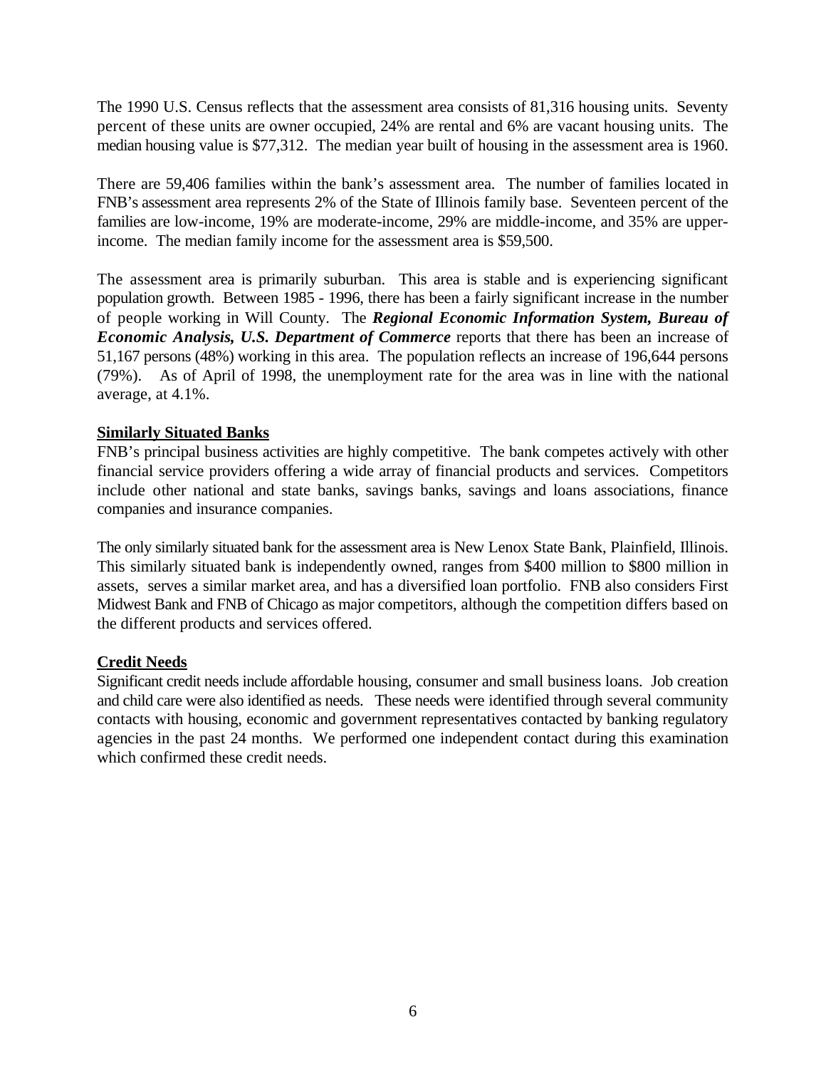The 1990 U.S. Census reflects that the assessment area consists of 81,316 housing units. Seventy percent of these units are owner occupied, 24% are rental and 6% are vacant housing units. The median housing value is $77,312. The median year built of housing in the assessment area is 1960.

There are 59,406 families within the bank's assessment area. The number of families located in FNB's assessment area represents 2% of the State of Illinois family base. Seventeen percent of the families are low-income, 19% are moderate-income, 29% are middle-income, and 35% are upper-income. The median family income for the assessment area is $59,500.

The assessment area is primarily suburban. This area is stable and is experiencing significant population growth. Between 1985 - 1996, there has been a fairly significant increase in the number of people working in Will County. The ***Regional Economic Information System, Bureau of Economic Analysis, U.S. Department of Commerce*** reports that there has been an increase of 51,167 persons (48%) working in this area. The population reflects an increase of 196,644 persons (79%). As of April of 1998, the unemployment rate for the area was in line with the national average, at 4.1%.

**Similarly Situated Banks**

FNB's principal business activities are highly competitive. The bank competes actively with other financial service providers offering a wide array of financial products and services. Competitors include other national and state banks, savings banks, savings and loans associations, finance companies and insurance companies.

The only similarly situated bank for the assessment area is New Lenox State Bank, Plainfield, Illinois. This similarly situated bank is independently owned, ranges from $400 million to $800 million in assets, serves a similar market area, and has a diversified loan portfolio. FNB also considers First Midwest Bank and FNB of Chicago as major competitors, although the competition differs based on the different products and services offered.

**Credit Needs**

Significant credit needs include affordable housing, consumer and small business loans. Job creation and child care were also identified as needs. These needs were identified through several community contacts with housing, economic and government representatives contacted by banking regulatory agencies in the past 24 months. We performed one independent contact during this examination which confirmed these credit needs.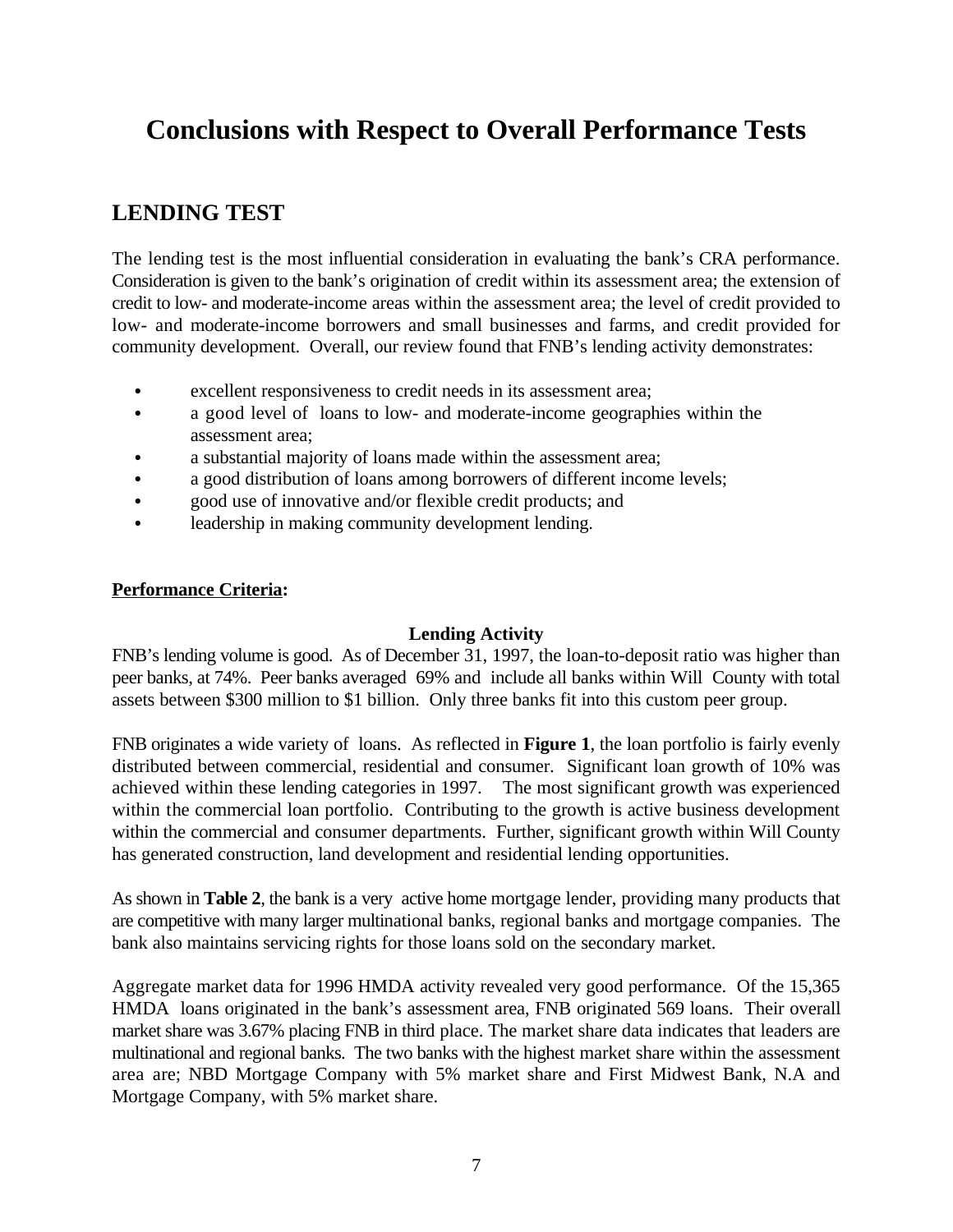# Conclusions with Respect to Overall Performance Tests

## LENDING TEST

The lending test is the most influential consideration in evaluating the bank's CRA performance. Consideration is given to the bank's origination of credit within its assessment area; the extension of credit to low- and moderate-income areas within the assessment area; the level of credit provided to low- and moderate-income borrowers and small businesses and farms, and credit provided for community development. Overall, our review found that FNB's lending activity demonstrates:

- excellent responsiveness to credit needs in its assessment area;
- a good level of loans to low- and moderate-income geographies within the assessment area;
- a substantial majority of loans made within the assessment area;
- a good distribution of loans among borrowers of different income levels;
- good use of innovative and/or flexible credit products; and
- leadership in making community development lending.

**Performance Criteria:**

**Lending Activity**

FNB's lending volume is good. As of December 31, 1997, the loan-to-deposit ratio was higher than peer banks, at 74%. Peer banks averaged 69% and include all banks within Will County with total assets between $300 million to $1 billion. Only three banks fit into this custom peer group.

FNB originates a wide variety of loans. As reflected in **Figure 1**, the loan portfolio is fairly evenly distributed between commercial, residential and consumer. Significant loan growth of 10% was achieved within these lending categories in 1997. The most significant growth was experienced within the commercial loan portfolio. Contributing to the growth is active business development within the commercial and consumer departments. Further, significant growth within Will County has generated construction, land development and residential lending opportunities.

As shown in **Table 2**, the bank is a very active home mortgage lender, providing many products that are competitive with many larger multinational banks, regional banks and mortgage companies. The bank also maintains servicing rights for those loans sold on the secondary market.

Aggregate market data for 1996 HMDA activity revealed very good performance. Of the 15,365 HMDA loans originated in the bank's assessment area, FNB originated 569 loans. Their overall market share was 3.67% placing FNB in third place. The market share data indicates that leaders are multinational and regional banks. The two banks with the highest market share within the assessment area are; NBD Mortgage Company with 5% market share and First Midwest Bank, N.A and Mortgage Company, with 5% market share.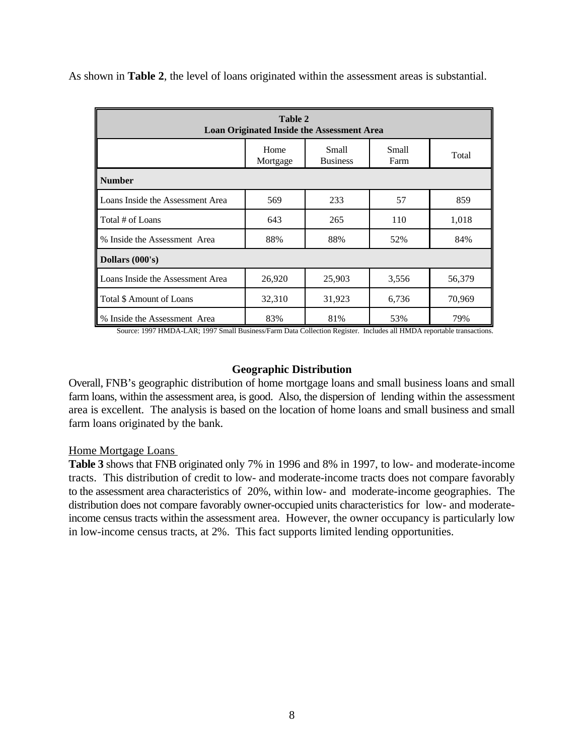As shown in **Table 2**, the level of loans originated within the assessment areas is substantial.

| Table 2<br>Loan Originated Inside the Assessment Area | | | | |
|---|---|---|---|---|
| | Home Mortgage | Small Business | Small Farm | Total |
| **Number** | | | | |
| Loans Inside the Assessment Area | 569 | 233 | 57 | 859 |
| Total # of Loans | 643 | 265 | 110 | 1,018 |
| % Inside the Assessment Area | 88% | 88% | 52% | 84% |
| **Dollars (000's)** | | | | |
| Loans Inside the Assessment Area | 26,920 | 25,903 | 3,556 | 56,379 |
| Total $ Amount of Loans | 32,310 | 31,923 | 6,736 | 70,969 |
| % Inside the Assessment Area | 83% | 81% | 53% | 79% |

Source: 1997 HMDA-LAR; 1997 Small Business/Farm Data Collection Register. Includes all HMDA reportable transactions.

### Geographic Distribution

Overall, FNB's geographic distribution of home mortgage loans and small business loans and small farm loans, within the assessment area, is good. Also, the dispersion of lending within the assessment area is excellent. The analysis is based on the location of home loans and small business and small farm loans originated by the bank.

Home Mortgage Loans

**Table 3** shows that FNB originated only 7% in 1996 and 8% in 1997, to low- and moderate-income tracts. This distribution of credit to low- and moderate-income tracts does not compare favorably to the assessment area characteristics of 20%, within low- and moderate-income geographies. The distribution does not compare favorably owner-occupied units characteristics for low- and moderate-income census tracts within the assessment area. However, the owner occupancy is particularly low in low-income census tracts, at 2%. This fact supports limited lending opportunities.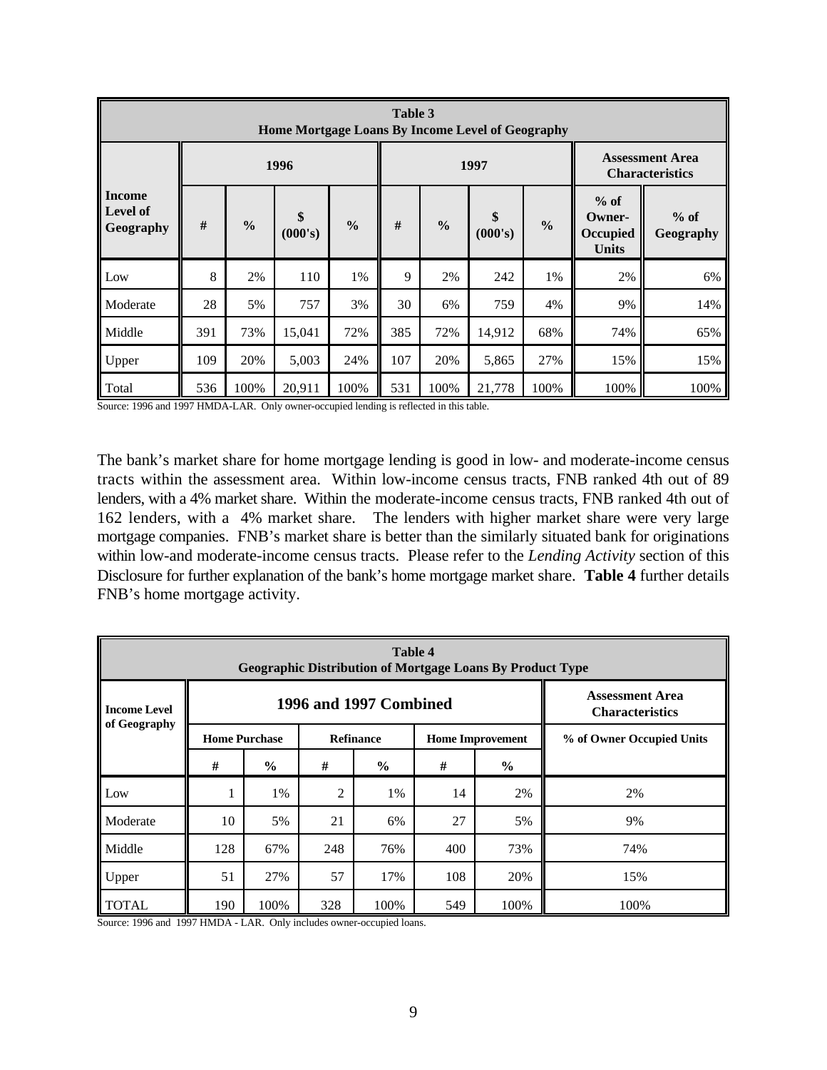| Table 3<br>Home Mortgage Loans By Income Level of Geography | | | | | | | | | | |
|---|---|---|---|---|---|---|---|---|---|---|
| | 1996 | | | | 1997 | | | | Assessment Area Characteristics | |
| **Income Level of Geography** | **#** | **%** | **$ (000's)** | **%** | **#** | **%** | **$ (000's)** | **%** | **% of Owner-Occupied Units** | **% of Geography** |
| Low | 8 | 2% | 110 | 1% | 9 | 2% | 242 | 1% | 2% | 6% |
| Moderate | 28 | 5% | 757 | 3% | 30 | 6% | 759 | 4% | 9% | 14% |
| Middle | 391 | 73% | 15,041 | 72% | 385 | 72% | 14,912 | 68% | 74% | 65% |
| Upper | 109 | 20% | 5,003 | 24% | 107 | 20% | 5,865 | 27% | 15% | 15% |
| Total | 536 | 100% | 20,911 | 100% | 531 | 100% | 21,778 | 100% | 100% | 100% |

Source: 1996 and 1997 HMDA-LAR. Only owner-occupied lending is reflected in this table.

The bank's market share for home mortgage lending is good in low- and moderate-income census tracts within the assessment area. Within low-income census tracts, FNB ranked 4th out of 89 lenders, with a 4% market share. Within the moderate-income census tracts, FNB ranked 4th out of 162 lenders, with a 4% market share. The lenders with higher market share were very large mortgage companies. FNB's market share is better than the similarly situated bank for originations within low-and moderate-income census tracts. Please refer to the *Lending Activity* section of this Disclosure for further explanation of the bank's home mortgage market share. **Table 4** further details FNB's home mortgage activity.

| Table 4<br>Geographic Distribution of Mortgage Loans By Product Type | | | | | | | |
|---|---|---|---|---|---|---|---|
| **Income Level of Geography** | 1996 and 1997 Combined | | | | | | Assessment Area Characteristics |
| | **Home Purchase** | | **Refinance** | | **Home Improvement** | | **% of Owner Occupied Units** |
| | **#** | **%** | **#** | **%** | **#** | **%** | |
| Low | 1 | 1% | 2 | 1% | 14 | 2% | 2% |
| Moderate | 10 | 5% | 21 | 6% | 27 | 5% | 9% |
| Middle | 128 | 67% | 248 | 76% | 400 | 73% | 74% |
| Upper | 51 | 27% | 57 | 17% | 108 | 20% | 15% |
| TOTAL | 190 | 100% | 328 | 100% | 549 | 100% | 100% |

Source: 1996 and 1997 HMDA - LAR. Only includes owner-occupied loans.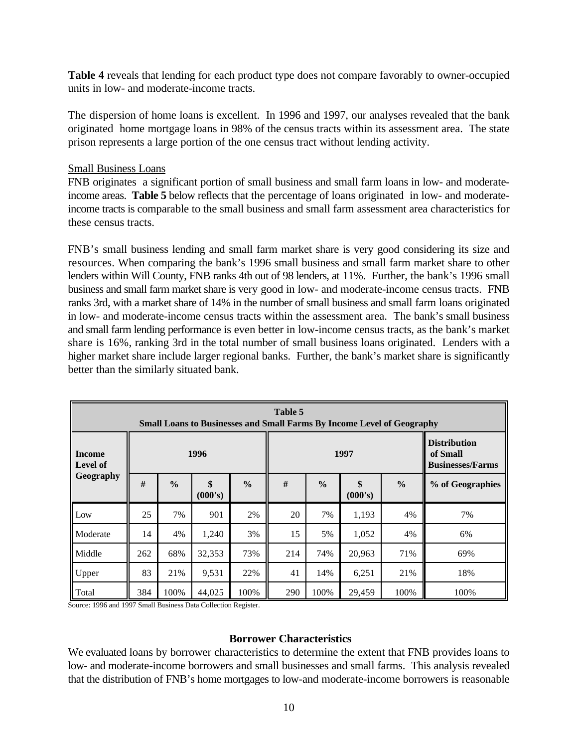**Table 4** reveals that lending for each product type does not compare favorably to owner-occupied units in low- and moderate-income tracts.

The dispersion of home loans is excellent. In 1996 and 1997, our analyses revealed that the bank originated home mortgage loans in 98% of the census tracts within its assessment area. The state prison represents a large portion of the one census tract without lending activity.

Small Business Loans

FNB originates a significant portion of small business and small farm loans in low- and moderate-income areas. **Table 5** below reflects that the percentage of loans originated in low- and moderate-income tracts is comparable to the small business and small farm assessment area characteristics for these census tracts.

FNB's small business lending and small farm market share is very good considering its size and resources. When comparing the bank's 1996 small business and small farm market share to other lenders within Will County, FNB ranks 4th out of 98 lenders, at 11%. Further, the bank's 1996 small business and small farm market share is very good in low- and moderate-income census tracts. FNB ranks 3rd, with a market share of 14% in the number of small business and small farm loans originated in low- and moderate-income census tracts within the assessment area. The bank's small business and small farm lending performance is even better in low-income census tracts, as the bank's market share is 16%, ranking 3rd in the total number of small business loans originated. Lenders with a higher market share include larger regional banks. Further, the bank's market share is significantly better than the similarly situated bank.

**Table 5**
**Small Loans to Businesses and Small Farms By Income Level of Geography**

| Income Level of Geography | 1996 | | | | 1997 | | | | Distribution of Small Businesses/Farms |
|---|---|---|---|---|---|---|---|---|---|
| | # | % | $ (000's) | % | # | % | $ (000's) | % | % of Geographies |
| Low | 25 | 7% | 901 | 2% | 20 | 7% | 1,193 | 4% | 7% |
| Moderate | 14 | 4% | 1,240 | 3% | 15 | 5% | 1,052 | 4% | 6% |
| Middle | 262 | 68% | 32,353 | 73% | 214 | 74% | 20,963 | 71% | 69% |
| Upper | 83 | 21% | 9,531 | 22% | 41 | 14% | 6,251 | 21% | 18% |
| Total | 384 | 100% | 44,025 | 100% | 290 | 100% | 29,459 | 100% | 100% |

Source: 1996 and 1997 Small Business Data Collection Register.

### Borrower Characteristics

We evaluated loans by borrower characteristics to determine the extent that FNB provides loans to low- and moderate-income borrowers and small businesses and small farms. This analysis revealed that the distribution of FNB's home mortgages to low-and moderate-income borrowers is reasonable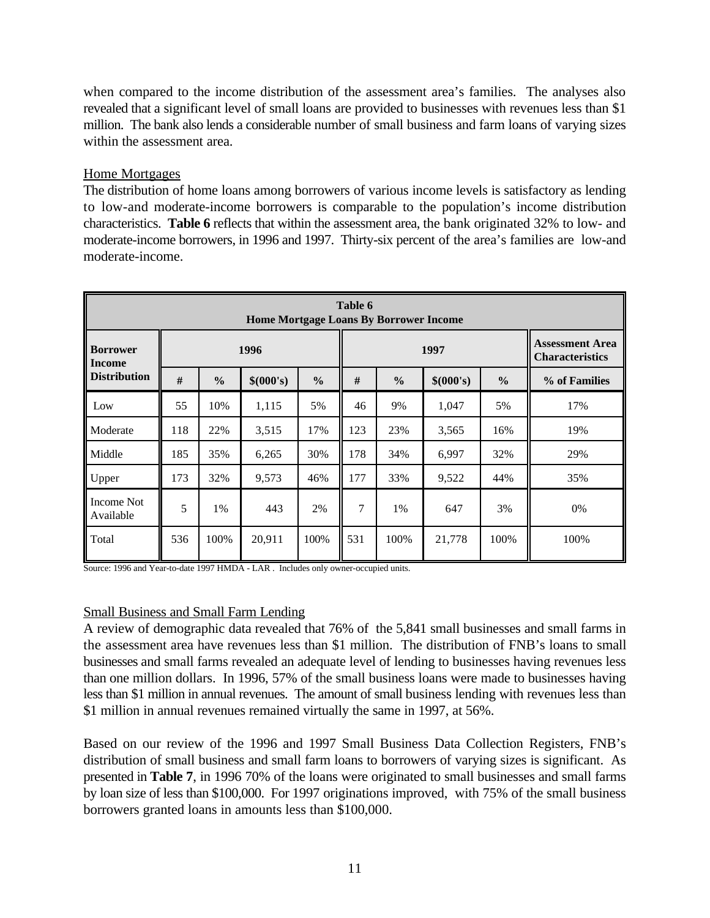when compared to the income distribution of the assessment area's families. The analyses also revealed that a significant level of small loans are provided to businesses with revenues less than $1 million. The bank also lends a considerable number of small business and farm loans of varying sizes within the assessment area.

Home Mortgages

The distribution of home loans among borrowers of various income levels is satisfactory as lending to low-and moderate-income borrowers is comparable to the population's income distribution characteristics. **Table 6** reflects that within the assessment area, the bank originated 32% to low- and moderate-income borrowers, in 1996 and 1997. Thirty-six percent of the area's families are low-and moderate-income.

**Table 6**
**Home Mortgage Loans By Borrower Income**

| Borrower Income Distribution | 1996 | | | | 1997 | | | | Assessment Area Characteristics |
|---|---|---|---|---|---|---|---|---|---|
| | # | % | $(000's) | % | # | % | $(000's) | % | % of Families |
| Low | 55 | 10% | 1,115 | 5% | 46 | 9% | 1,047 | 5% | 17% |
| Moderate | 118 | 22% | 3,515 | 17% | 123 | 23% | 3,565 | 16% | 19% |
| Middle | 185 | 35% | 6,265 | 30% | 178 | 34% | 6,997 | 32% | 29% |
| Upper | 173 | 32% | 9,573 | 46% | 177 | 33% | 9,522 | 44% | 35% |
| Income Not Available | 5 | 1% | 443 | 2% | 7 | 1% | 647 | 3% | 0% |
| Total | 536 | 100% | 20,911 | 100% | 531 | 100% | 21,778 | 100% | 100% |

Source: 1996 and Year-to-date 1997 HMDA - LAR . Includes only owner-occupied units.

Small Business and Small Farm Lending

A review of demographic data revealed that 76% of the 5,841 small businesses and small farms in the assessment area have revenues less than $1 million. The distribution of FNB's loans to small businesses and small farms revealed an adequate level of lending to businesses having revenues less than one million dollars. In 1996, 57% of the small business loans were made to businesses having less than $1 million in annual revenues. The amount of small business lending with revenues less than $1 million in annual revenues remained virtually the same in 1997, at 56%.

Based on our review of the 1996 and 1997 Small Business Data Collection Registers, FNB's distribution of small business and small farm loans to borrowers of varying sizes is significant. As presented in **Table 7**, in 1996 70% of the loans were originated to small businesses and small farms by loan size of less than $100,000. For 1997 originations improved, with 75% of the small business borrowers granted loans in amounts less than $100,000.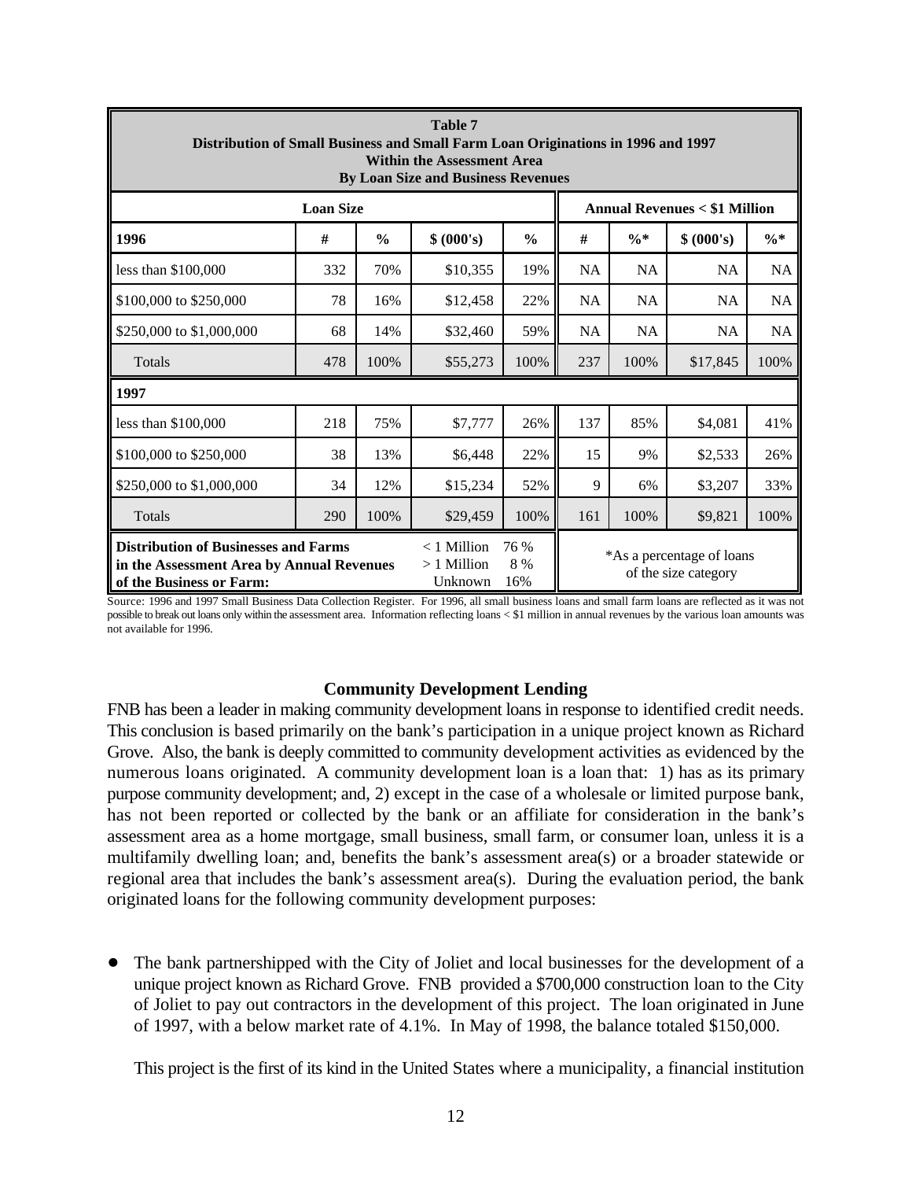| **Table 7**<br>**Distribution of Small Business and Small Farm Loan Originations in 1996 and 1997**<br>**Within the Assessment Area**<br>**By Loan Size and Business Revenues** | | | | | | | | |
|---|---|---|---|---|---|---|---|---|
| **Loan Size** | | | | | **Annual Revenues < $1 Million** | | | |
| **1996** | **#** | **%** | **$ (000's)** | **%** | **#** | **%*** | **$ (000's)** | **%*** |
| less than $100,000 | 332 | 70% | $10,355 | 19% | NA | NA | NA | NA |
| $100,000 to $250,000 | 78 | 16% | $12,458 | 22% | NA | NA | NA | NA |
| $250,000 to $1,000,000 | 68 | 14% | $32,460 | 59% | NA | NA | NA | NA |
| Totals | 478 | 100% | $55,273 | 100% | 237 | 100% | $17,845 | 100% |
| **1997** | | | | | | | | |
| less than $100,000 | 218 | 75% | $7,777 | 26% | 137 | 85% | $4,081 | 41% |
| $100,000 to $250,000 | 38 | 13% | $6,448 | 22% | 15 | 9% | $2,533 | 26% |
| $250,000 to $1,000,000 | 34 | 12% | $15,234 | 52% | 9 | 6% | $3,207 | 33% |
| Totals | 290 | 100% | $29,459 | 100% | 161 | 100% | $9,821 | 100% |
| **Distribution of Businesses and Farms in the Assessment Area by Annual Revenues of the Business or Farm:** | | | < 1 Million 76 %<br>> 1 Million 8 %<br>Unknown 16% | | *As a percentage of loans of the size category | | | |

Source: 1996 and 1997 Small Business Data Collection Register. For 1996, all small business loans and small farm loans are reflected as it was not possible to break out loans only within the assessment area. Information reflecting loans < $1 million in annual revenues by the various loan amounts was not available for 1996.

### Community Development Lending

FNB has been a leader in making community development loans in response to identified credit needs. This conclusion is based primarily on the bank's participation in a unique project known as Richard Grove. Also, the bank is deeply committed to community development activities as evidenced by the numerous loans originated. A community development loan is a loan that: 1) has as its primary purpose community development; and, 2) except in the case of a wholesale or limited purpose bank, has not been reported or collected by the bank or an affiliate for consideration in the bank's assessment area as a home mortgage, small business, small farm, or consumer loan, unless it is a multifamily dwelling loan; and, benefits the bank's assessment area(s) or a broader statewide or regional area that includes the bank's assessment area(s). During the evaluation period, the bank originated loans for the following community development purposes:

- The bank partnershipped with the City of Joliet and local businesses for the development of a unique project known as Richard Grove. FNB provided a $700,000 construction loan to the City of Joliet to pay out contractors in the development of this project. The loan originated in June of 1997, with a below market rate of 4.1%. In May of 1998, the balance totaled $150,000.

  This project is the first of its kind in the United States where a municipality, a financial institution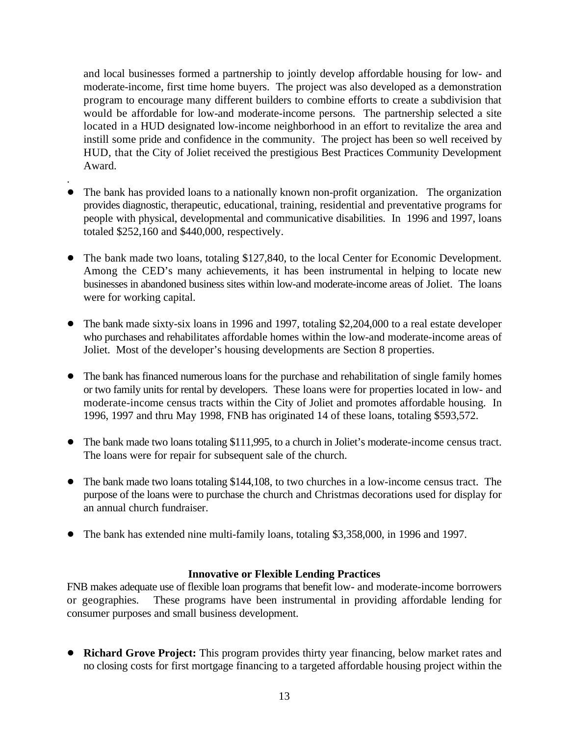and local businesses formed a partnership to jointly develop affordable housing for low- and moderate-income, first time home buyers. The project was also developed as a demonstration program to encourage many different builders to combine efforts to create a subdivision that would be affordable for low-and moderate-income persons. The partnership selected a site located in a HUD designated low-income neighborhood in an effort to revitalize the area and instill some pride and confidence in the community. The project has been so well received by HUD, that the City of Joliet received the prestigious Best Practices Community Development Award.

- The bank has provided loans to a nationally known non-profit organization. The organization provides diagnostic, therapeutic, educational, training, residential and preventative programs for people with physical, developmental and communicative disabilities. In 1996 and 1997, loans totaled $252,160 and $440,000, respectively.

- The bank made two loans, totaling $127,840, to the local Center for Economic Development. Among the CED's many achievements, it has been instrumental in helping to locate new businesses in abandoned business sites within low-and moderate-income areas of Joliet. The loans were for working capital.

- The bank made sixty-six loans in 1996 and 1997, totaling $2,204,000 to a real estate developer who purchases and rehabilitates affordable homes within the low-and moderate-income areas of Joliet. Most of the developer's housing developments are Section 8 properties.

- The bank has financed numerous loans for the purchase and rehabilitation of single family homes or two family units for rental by developers. These loans were for properties located in low- and moderate-income census tracts within the City of Joliet and promotes affordable housing. In 1996, 1997 and thru May 1998, FNB has originated 14 of these loans, totaling $593,572.

- The bank made two loans totaling $111,995, to a church in Joliet's moderate-income census tract. The loans were for repair for subsequent sale of the church.

- The bank made two loans totaling $144,108, to two churches in a low-income census tract. The purpose of the loans were to purchase the church and Christmas decorations used for display for an annual church fundraiser.

- The bank has extended nine multi-family loans, totaling $3,358,000, in 1996 and 1997.

### Innovative or Flexible Lending Practices

FNB makes adequate use of flexible loan programs that benefit low- and moderate-income borrowers or geographies. These programs have been instrumental in providing affordable lending for consumer purposes and small business development.

- **Richard Grove Project:** This program provides thirty year financing, below market rates and no closing costs for first mortgage financing to a targeted affordable housing project within the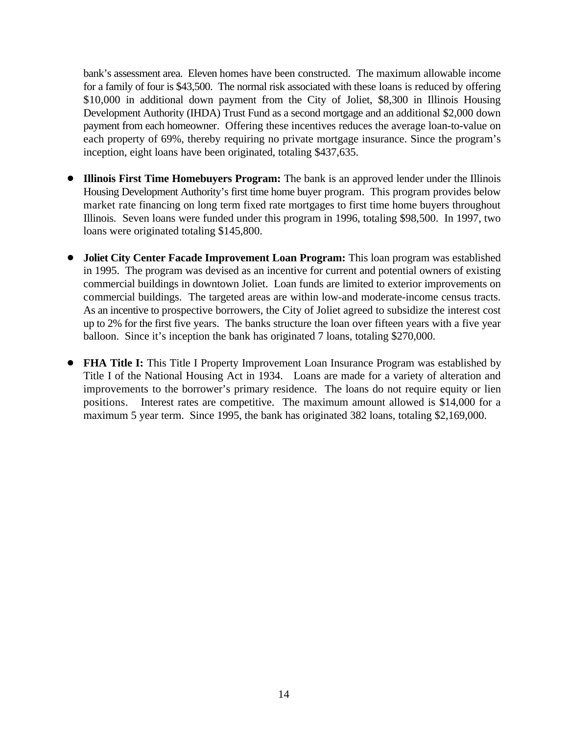bank's assessment area. Eleven homes have been constructed. The maximum allowable income for a family of four is $43,500. The normal risk associated with these loans is reduced by offering $10,000 in additional down payment from the City of Joliet, $8,300 in Illinois Housing Development Authority (IHDA) Trust Fund as a second mortgage and an additional $2,000 down payment from each homeowner. Offering these incentives reduces the average loan-to-value on each property of 69%, thereby requiring no private mortgage insurance. Since the program's inception, eight loans have been originated, totaling $437,635.

- **Illinois First Time Homebuyers Program:** The bank is an approved lender under the Illinois Housing Development Authority's first time home buyer program. This program provides below market rate financing on long term fixed rate mortgages to first time home buyers throughout Illinois. Seven loans were funded under this program in 1996, totaling $98,500. In 1997, two loans were originated totaling $145,800.

- **Joliet City Center Facade Improvement Loan Program:** This loan program was established in 1995. The program was devised as an incentive for current and potential owners of existing commercial buildings in downtown Joliet. Loan funds are limited to exterior improvements on commercial buildings. The targeted areas are within low-and moderate-income census tracts. As an incentive to prospective borrowers, the City of Joliet agreed to subsidize the interest cost up to 2% for the first five years. The banks structure the loan over fifteen years with a five year balloon. Since it's inception the bank has originated 7 loans, totaling $270,000.

- **FHA Title I:** This Title I Property Improvement Loan Insurance Program was established by Title I of the National Housing Act in 1934. Loans are made for a variety of alteration and improvements to the borrower's primary residence. The loans do not require equity or lien positions. Interest rates are competitive. The maximum amount allowed is $14,000 for a maximum 5 year term. Since 1995, the bank has originated 382 loans, totaling $2,169,000.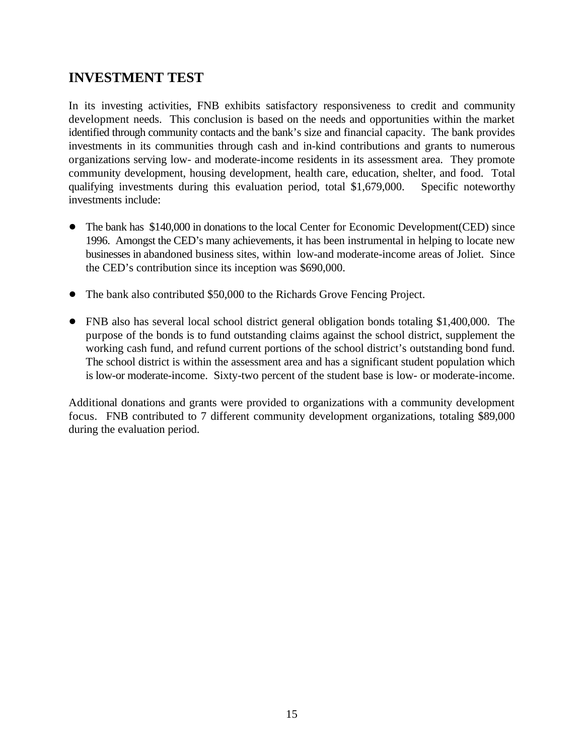## INVESTMENT TEST

In its investing activities, FNB exhibits satisfactory responsiveness to credit and community development needs. This conclusion is based on the needs and opportunities within the market identified through community contacts and the bank's size and financial capacity. The bank provides investments in its communities through cash and in-kind contributions and grants to numerous organizations serving low- and moderate-income residents in its assessment area. They promote community development, housing development, health care, education, shelter, and food. Total qualifying investments during this evaluation period, total $1,679,000. Specific noteworthy investments include:

- The bank has $140,000 in donations to the local Center for Economic Development(CED) since 1996. Amongst the CED's many achievements, it has been instrumental in helping to locate new businesses in abandoned business sites, within low-and moderate-income areas of Joliet. Since the CED's contribution since its inception was $690,000.

- The bank also contributed $50,000 to the Richards Grove Fencing Project.

- FNB also has several local school district general obligation bonds totaling $1,400,000. The purpose of the bonds is to fund outstanding claims against the school district, supplement the working cash fund, and refund current portions of the school district's outstanding bond fund. The school district is within the assessment area and has a significant student population which is low-or moderate-income. Sixty-two percent of the student base is low- or moderate-income.

Additional donations and grants were provided to organizations with a community development focus. FNB contributed to 7 different community development organizations, totaling $89,000 during the evaluation period.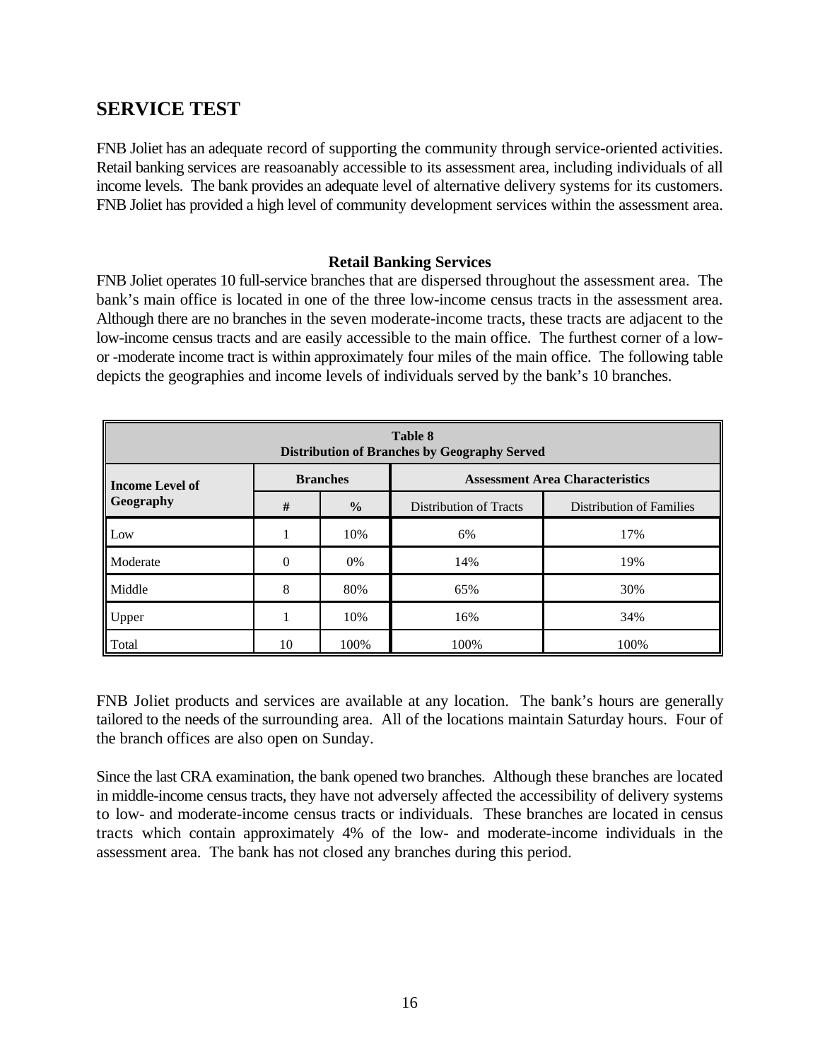## SERVICE TEST

FNB Joliet has an adequate record of supporting the community through service-oriented activities. Retail banking services are reasoanably accessible to its assessment area, including individuals of all income levels. The bank provides an adequate level of alternative delivery systems for its customers. FNB Joliet has provided a high level of community development services within the assessment area.

**Retail Banking Services**

FNB Joliet operates 10 full-service branches that are dispersed throughout the assessment area. The bank's main office is located in one of the three low-income census tracts in the assessment area. Although there are no branches in the seven moderate-income tracts, these tracts are adjacent to the low-income census tracts and are easily accessible to the main office. The furthest corner of a low- or -moderate income tract is within approximately four miles of the main office. The following table depicts the geographies and income levels of individuals served by the bank's 10 branches.

**Table 8**
**Distribution of Branches by Geography Served**

| Income Level of Geography | Branches | | Assessment Area Characteristics | |
|---|---|---|---|---|
| | # | % | Distribution of Tracts | Distribution of Families |
| Low | 1 | 10% | 6% | 17% |
| Moderate | 0 | 0% | 14% | 19% |
| Middle | 8 | 80% | 65% | 30% |
| Upper | 1 | 10% | 16% | 34% |
| Total | 10 | 100% | 100% | 100% |

FNB Joliet products and services are available at any location. The bank's hours are generally tailored to the needs of the surrounding area. All of the locations maintain Saturday hours. Four of the branch offices are also open on Sunday.

Since the last CRA examination, the bank opened two branches. Although these branches are located in middle-income census tracts, they have not adversely affected the accessibility of delivery systems to low- and moderate-income census tracts or individuals. These branches are located in census tracts which contain approximately 4% of the low- and moderate-income individuals in the assessment area. The bank has not closed any branches during this period.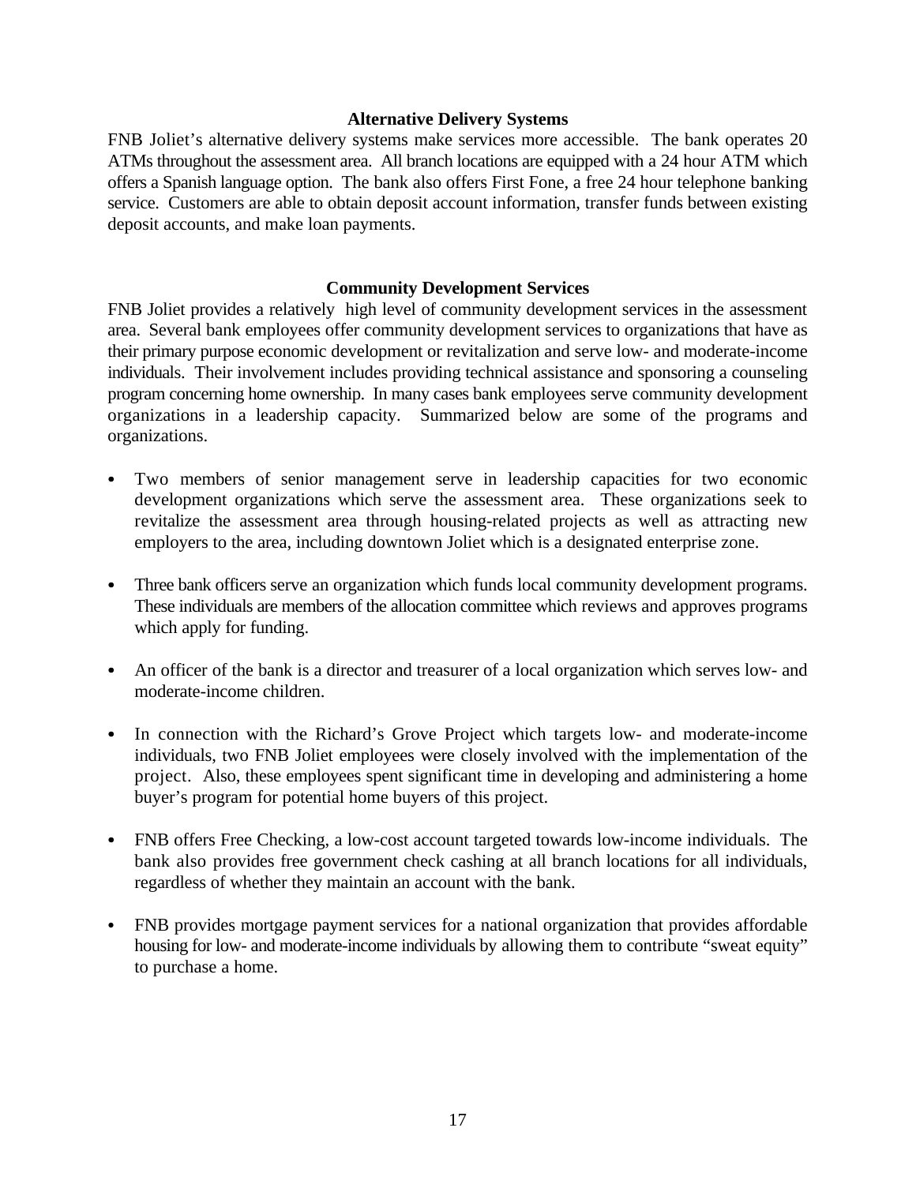### Alternative Delivery Systems

FNB Joliet's alternative delivery systems make services more accessible. The bank operates 20 ATMs throughout the assessment area. All branch locations are equipped with a 24 hour ATM which offers a Spanish language option. The bank also offers First Fone, a free 24 hour telephone banking service. Customers are able to obtain deposit account information, transfer funds between existing deposit accounts, and make loan payments.

### Community Development Services

FNB Joliet provides a relatively high level of community development services in the assessment area. Several bank employees offer community development services to organizations that have as their primary purpose economic development or revitalization and serve low- and moderate-income individuals. Their involvement includes providing technical assistance and sponsoring a counseling program concerning home ownership. In many cases bank employees serve community development organizations in a leadership capacity. Summarized below are some of the programs and organizations.

- Two members of senior management serve in leadership capacities for two economic development organizations which serve the assessment area. These organizations seek to revitalize the assessment area through housing-related projects as well as attracting new employers to the area, including downtown Joliet which is a designated enterprise zone.

- Three bank officers serve an organization which funds local community development programs. These individuals are members of the allocation committee which reviews and approves programs which apply for funding.

- An officer of the bank is a director and treasurer of a local organization which serves low- and moderate-income children.

- In connection with the Richard's Grove Project which targets low- and moderate-income individuals, two FNB Joliet employees were closely involved with the implementation of the project. Also, these employees spent significant time in developing and administering a home buyer's program for potential home buyers of this project.

- FNB offers Free Checking, a low-cost account targeted towards low-income individuals. The bank also provides free government check cashing at all branch locations for all individuals, regardless of whether they maintain an account with the bank.

- FNB provides mortgage payment services for a national organization that provides affordable housing for low- and moderate-income individuals by allowing them to contribute "sweat equity" to purchase a home.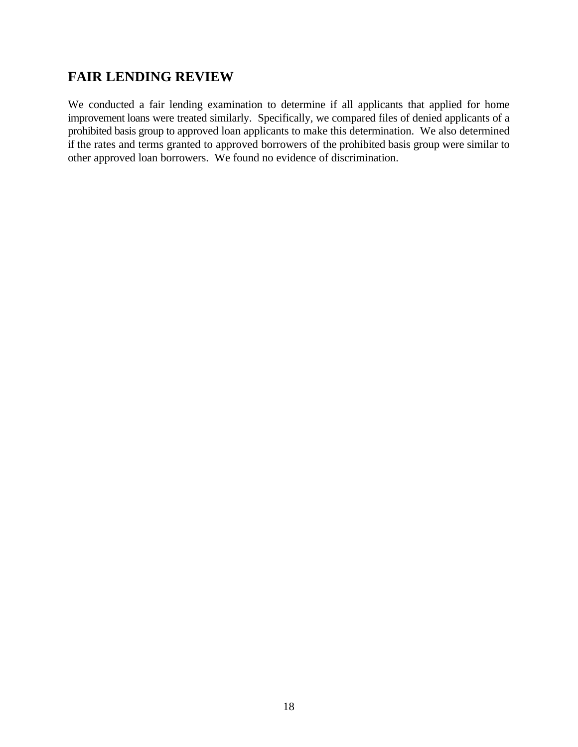## FAIR LENDING REVIEW

We conducted a fair lending examination to determine if all applicants that applied for home improvement loans were treated similarly. Specifically, we compared files of denied applicants of a prohibited basis group to approved loan applicants to make this determination. We also determined if the rates and terms granted to approved borrowers of the prohibited basis group were similar to other approved loan borrowers. We found no evidence of discrimination.